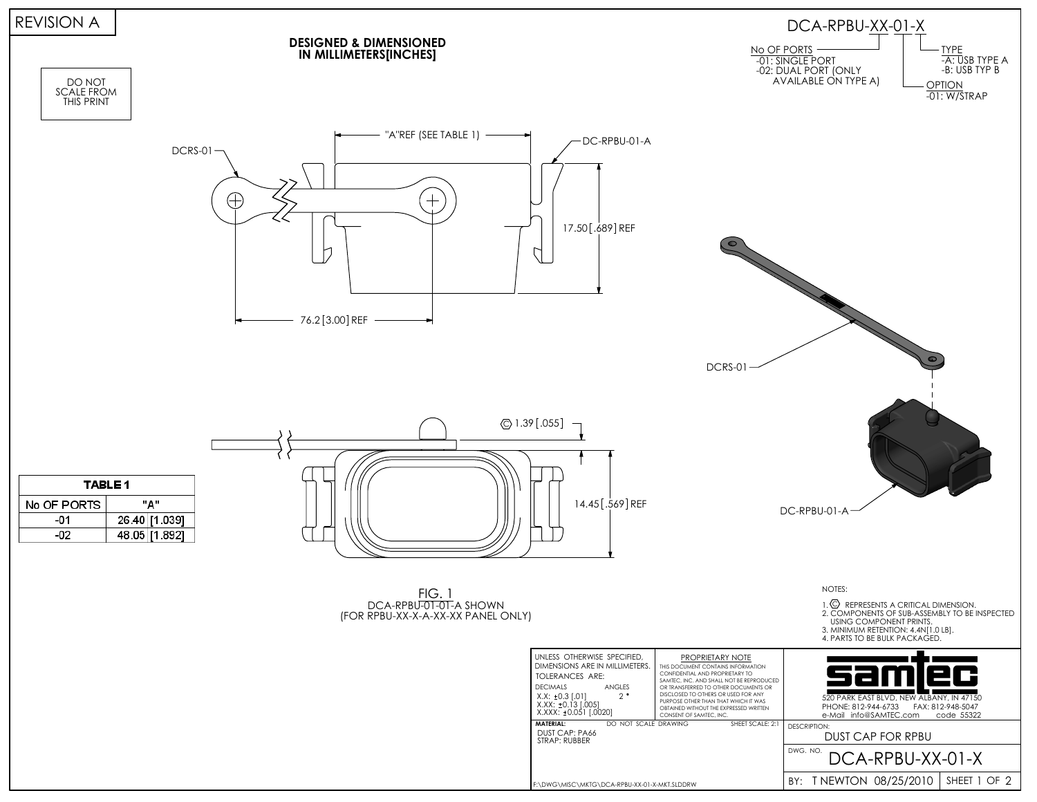REVISION A

**DESIGNED & DIMENSIONED IN MILLIMETERS[INCHES]**

DO NOT SCALE FROM THIS PRINT

DCA-RPBU-XX-01-X

No OF PORTS
- -01: SINGLE PORT
- -02: DUAL PORT (ONLY AVAILABLE ON TYPE A)

OPTION
- -01: W/STRAP

TYPE
- -A: USB TYPE A
- -B: USB TYP B

DCRS-01

"A"REF (SEE TABLE 1)

DC-RPBU-01-A

17.50 [.689] REF

76.2 [3.00] REF

DCRS-01

1.39 [.055]

14.45 [.569] REF

DC-RPBU-01-A

| TABLE 1 | |
|---|---|
| No OF PORTS | "A" |
| -01 | 26.40 [1.039] |
| -02 | 48.05 [1.892] |

FIG. 1
DCA-RPBU-01-01-A SHOWN
(FOR RPBU-XX-X-A-XX-XX PANEL ONLY)

NOTES:

1. Ⓒ REPRESENTS A CRITICAL DIMENSION.
2. COMPONENTS OF SUB-ASSEMBLY TO BE INSPECTED USING COMPONENT PRINTS.
3. MINIMUM RETENTION: 4.4N[1.0 LB].
4. PARTS TO BE BULK PACKAGED.

UNLESS OTHERWISE SPECIFIED, DIMENSIONS ARE IN MILLIMETERS.
TOLERANCES ARE:

| DECIMALS | ANGLES |
|---|---|
| X.X: ±0.3 [.01] | 2 ° |
| X.XX: ±0.13 [.005] | |
| X.XXX: ±0.051 [.0020] | |

PROPRIETARY NOTE
THIS DOCUMENT CONTAINS INFORMATION CONFIDENTIAL AND PROPRIETARY TO SAMTEC, INC. AND SHALL NOT BE REPRODUCED OR TRANSFERRED TO OTHER DOCUMENTS OR DISCLOSED TO OTHERS OR USED FOR ANY PURPOSE OTHER THAN THAT WHICH IT WAS OBTAINED WITHOUT THE EXPRESSED WRITTEN CONSENT OF SAMTEC, INC.

samtec
520 PARK EAST BLVD, NEW ALBANY, IN 47150
PHONE: 812-944-6733 FAX: 812-948-5047
e-Mail info@SAMTEC.com code 55322

MATERIAL: DO NOT SCALE DRAWING SHEET SCALE: 2:1
DUST CAP: PA66
STRAP: RUBBER

DESCRIPTION:
DUST CAP FOR RPBU

DWG. NO. DCA-RPBU-XX-01-X

F:\DWG\MISC\MKTG\DCA-RPBU-XX-01-X-MKT.SLDDRW

BY: T NEWTON 08/25/2010 SHEET 1 OF 2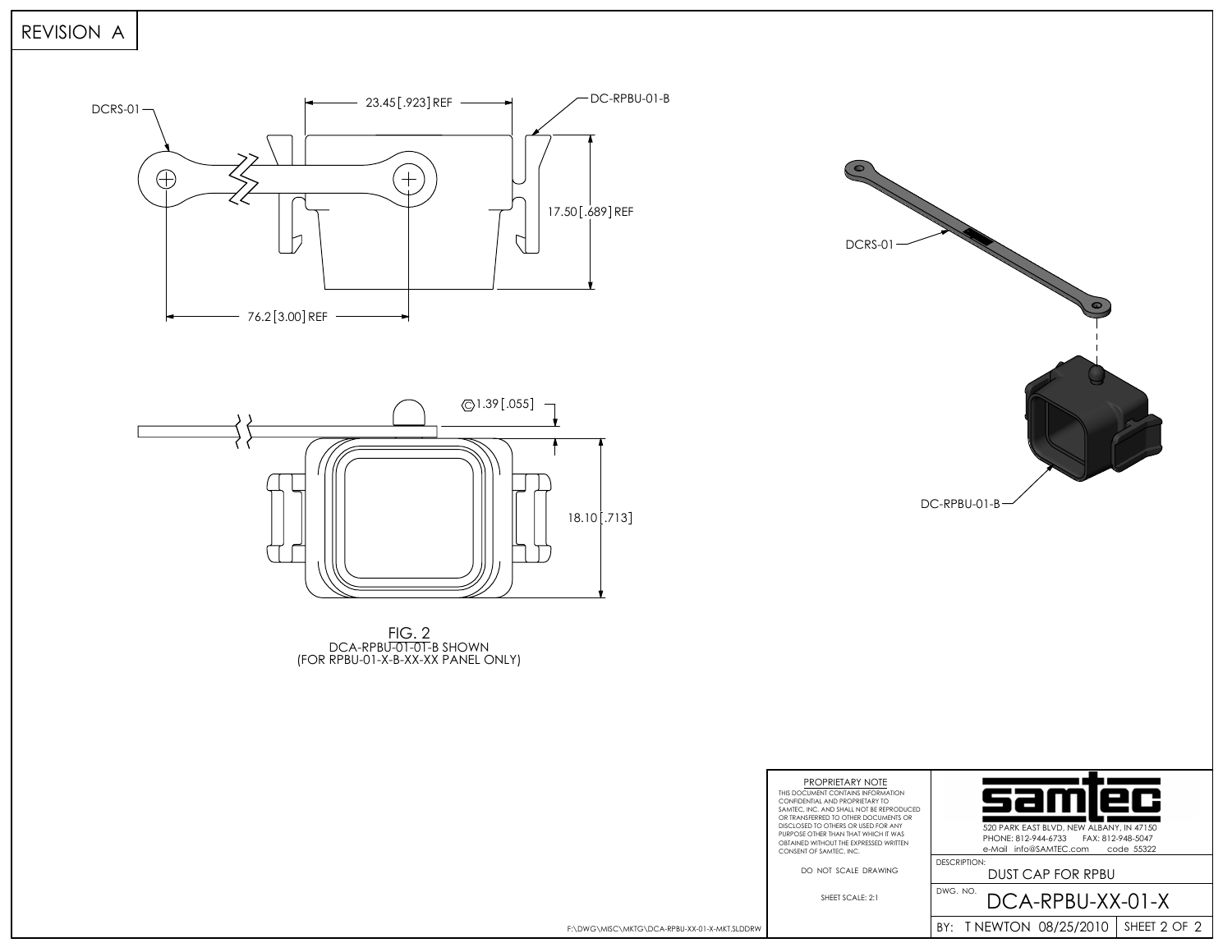REVISION A

DCRS-01

23.45 [.923] REF

DC-RPBU-01-B

17.50 [.689] REF

76.2 [3.00] REF

1.39 [.055]

18.10 [.713]

FIG. 2
DCA-RPBU-01-01-B SHOWN
(FOR RPBU-01-X-B-XX-XX PANEL ONLY)

DCRS-01

DC-RPBU-01-B

PROPRIETARY NOTE
THIS DOCUMENT CONTAINS INFORMATION CONFIDENTIAL AND PROPRIETARY TO SAMTEC, INC. AND SHALL NOT BE REPRODUCED OR TRANSFERRED TO OTHER DOCUMENTS OR DISCLOSED TO OTHERS OR USED FOR ANY PURPOSE OTHER THAN THAT WHICH IT WAS OBTAINED WITHOUT THE EXPRESSED WRITTEN CONSENT OF SAMTEC, INC.

DO NOT SCALE DRAWING

SHEET SCALE: 2:1

samtec
520 PARK EAST BLVD, NEW ALBANY, IN 47150
PHONE: 812-944-6733 FAX: 812-948-5047
e-Mail info@SAMTEC.com code 55322

DESCRIPTION: DUST CAP FOR RPBU

DWG. NO. DCA-RPBU-XX-01-X

BY: T NEWTON 08/25/2010

F:\DWG\MISC\MKTG\DCA-RPBU-XX-01-X-MKT.SLDDRW